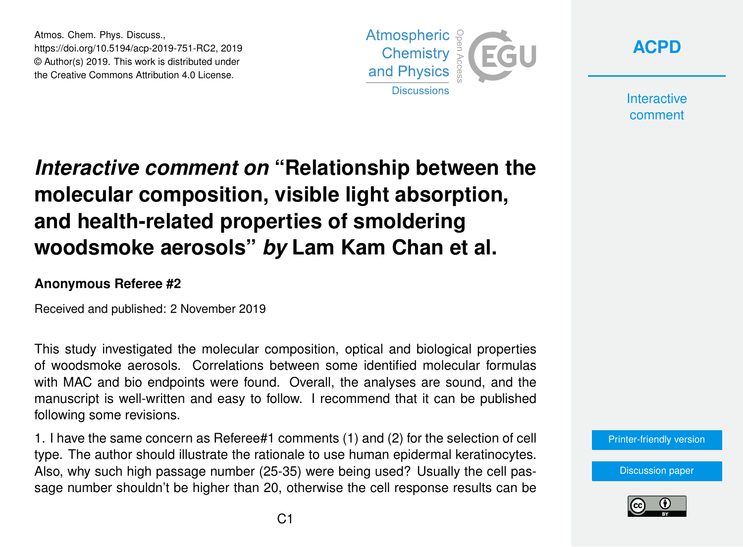# *Interactive comment on* "Relationship between the molecular composition, visible light absorption, and health-related properties of smoldering woodsmoke aerosols" *by* Lam Kam Chan et al.

**Anonymous Referee #2**

Received and published: 2 November 2019

This study investigated the molecular composition, optical and biological properties of woodsmoke aerosols. Correlations between some identified molecular formulas with MAC and bio endpoints were found. Overall, the analyses are sound, and the manuscript is well-written and easy to follow. I recommend that it can be published following some revisions.

1. I have the same concern as Referee#1 comments (1) and (2) for the selection of cell type. The author should illustrate the rationale to use human epidermal keratinocytes. Also, why such high passage number (25-35) were being used? Usually the cell passage number shouldn't be higher than 20, otherwise the cell response results can be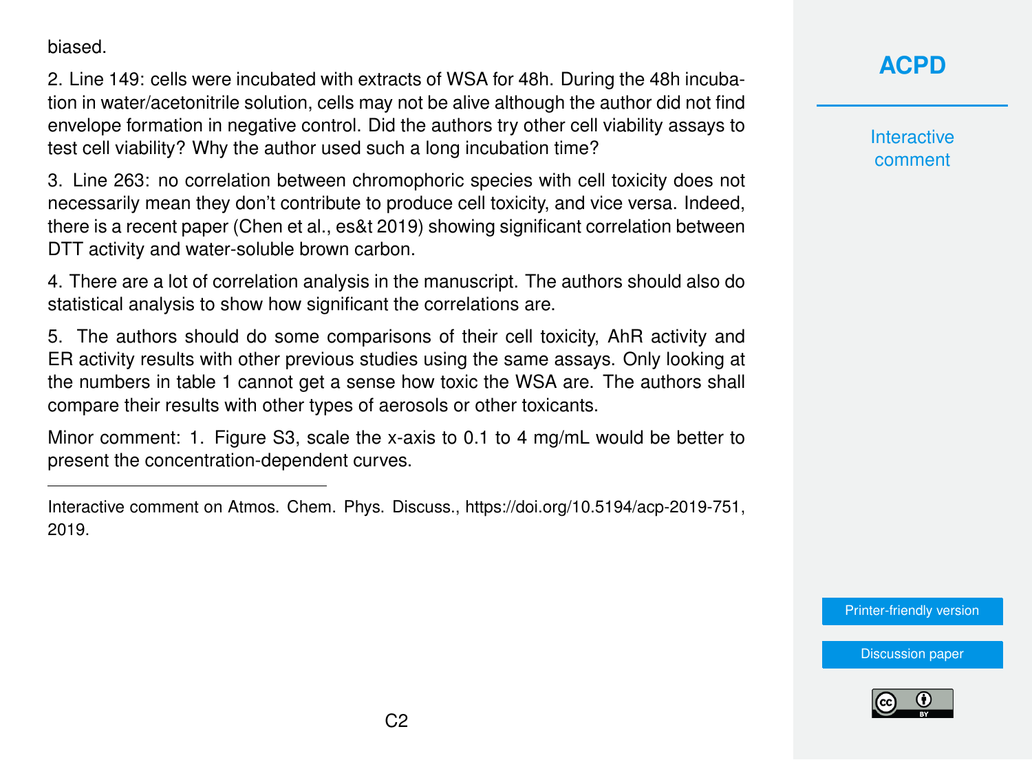biased.

2. Line 149: cells were incubated with extracts of WSA for 48h. During the 48h incubation in water/acetonitrile solution, cells may not be alive although the author did not find envelope formation in negative control. Did the authors try other cell viability assays to test cell viability? Why the author used such a long incubation time?

3. Line 263: no correlation between chromophoric species with cell toxicity does not necessarily mean they don't contribute to produce cell toxicity, and vice versa. Indeed, there is a recent paper (Chen et al., es&t 2019) showing significant correlation between DTT activity and water-soluble brown carbon.

4. There are a lot of correlation analysis in the manuscript. The authors should also do statistical analysis to show how significant the correlations are.

5. The authors should do some comparisons of their cell toxicity, AhR activity and ER activity results with other previous studies using the same assays. Only looking at the numbers in table 1 cannot get a sense how toxic the WSA are. The authors shall compare their results with other types of aerosols or other toxicants.

Minor comment: 1. Figure S3, scale the x-axis to 0.1 to 4 mg/mL would be better to present the concentration-dependent curves.

---

Interactive comment on Atmos. Chem. Phys. Discuss., https://doi.org/10.5194/acp-2019-751, 2019.